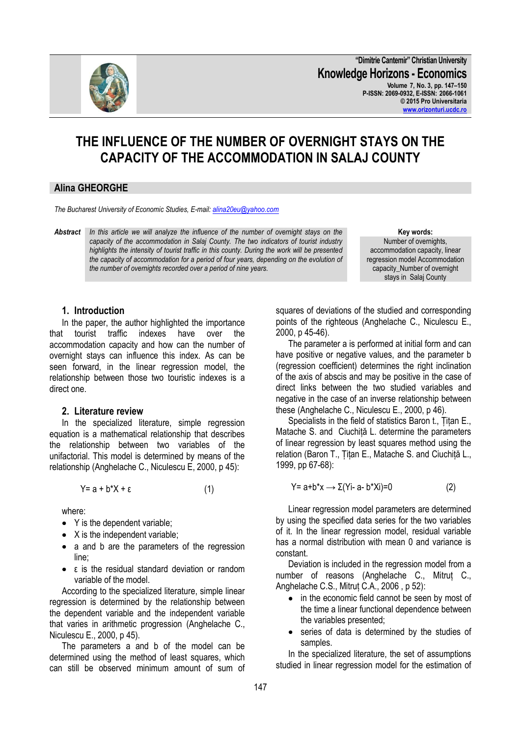# THE INFLUENCE OF THE NUMBER OF OVERNIGHT STAYS ON THE CAPACITY OF THE ACCOMMODATION IN SALAJ COUNTY

**Alina GHEORGHE**

*The Bucharest University of Economic Studies, E-mail: alina20eu@yahoo.com*

***Abstract*** *In this article we will analyze the influence of the number of overnight stays on the capacity of the accommodation in Salaj County. The two indicators of tourist industry highlights the intensity of tourist traffic in this county. During the work will be presented the capacity of accommodation for a period of four years, depending on the evolution of the number of overnights recorded over a period of nine years.*

**Key words:** Number of overnights, accommodation capacity, linear regression model Accommodation capacity_Number of overnight stays in Salaj County

## 1. Introduction

In the paper, the author highlighted the importance that tourist traffic indexes have over the accommodation capacity and how can the number of overnight stays can influence this index. As can be seen forward, in the linear regression model, the relationship between those two touristic indexes is a direct one.

## 2. Literature review

In the specialized literature, simple regression equation is a mathematical relationship that describes the relationship between two variables of the unifactorial. This model is determined by means of the relationship (Anghelache C., Niculescu E, 2000, p 45):

$$Y = a + b^{*}X + \varepsilon \qquad (1)$$

where:

- Y is the dependent variable;
- X is the independent variable;
- a and b are the parameters of the regression line;
- ε is the residual standard deviation or random variable of the model.

According to the specialized literature, simple linear regression is determined by the relationship between the dependent variable and the independent variable that varies in arithmetic progression (Anghelache C., Niculescu E., 2000, p 45).

The parameters a and b of the model can be determined using the method of least squares, which can still be observed minimum amount of sum of squares of deviations of the studied and corresponding points of the righteous (Anghelache C., Niculescu E., 2000, p 45-46).

The parameter a is performed at initial form and can have positive or negative values, and the parameter b (regression coefficient) determines the right inclination of the axis of abscis and may be positive in the case of direct links between the two studied variables and negative in the case of an inverse relationship between these (Anghelache C., Niculescu E., 2000, p 46).

Specialists in the field of statistics Baron t., Ţiţan E., Matache S. and Ciuchiţă L. determine the parameters of linear regression by least squares method using the relation (Baron T., Ţiţan E., Matache S. and Ciuchiţă L., 1999, pp 67-68):

$$Y = a + b^{*}x \rightarrow \Sigma(Y_i - a - b^{*}X_i) = 0 \qquad (2)$$

Linear regression model parameters are determined by using the specified data series for the two variables of it. In the linear regression model, residual variable has a normal distribution with mean 0 and variance is constant.

Deviation is included in the regression model from a number of reasons (Anghelache C., Mitruț C., Anghelache C.S., Mitruț C.A., 2006 , p 52):

- in the economic field cannot be seen by most of the time a linear functional dependence between the variables presented;
- series of data is determined by the studies of samples.

In the specialized literature, the set of assumptions studied in linear regression model for the estimation of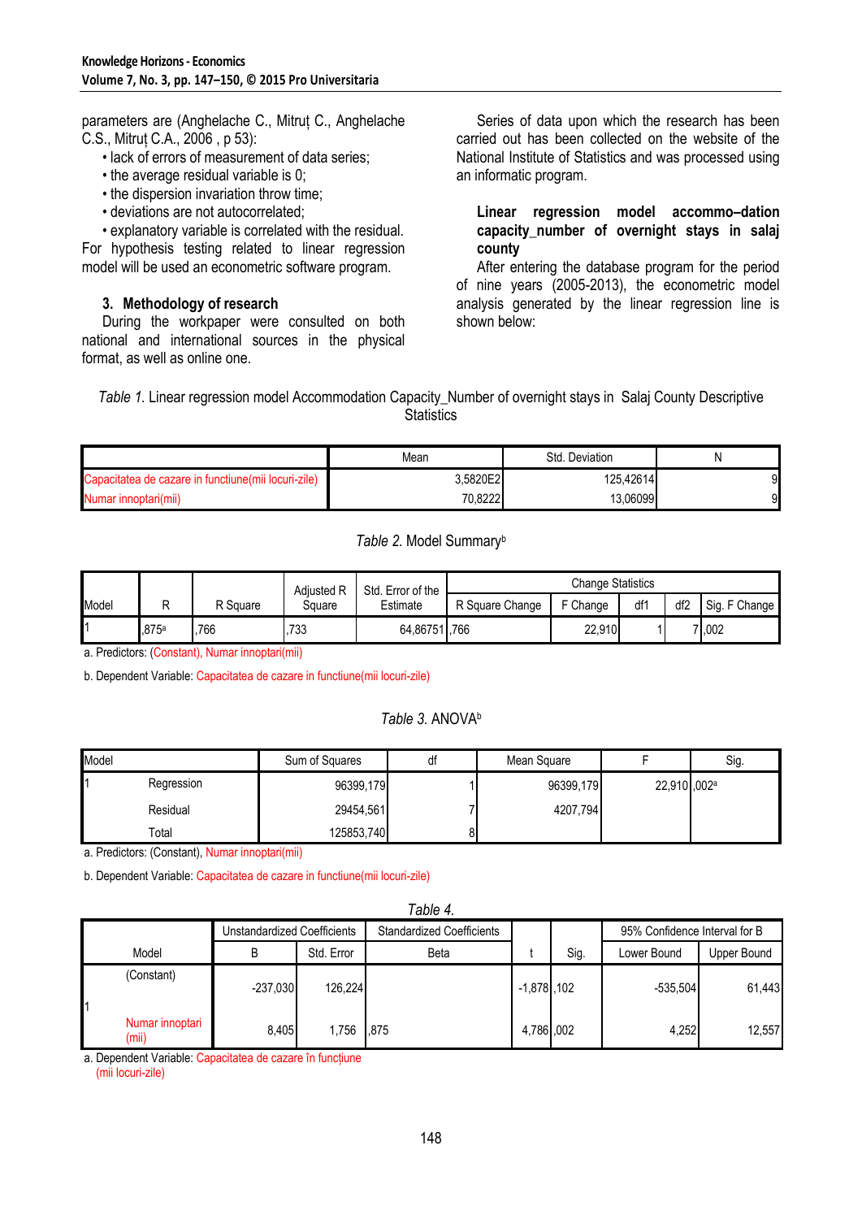parameters are (Anghelache C., Mitruț C., Anghelache C.S., Mitruț C.A., 2006 , p 53):

- lack of errors of measurement of data series;
- the average residual variable is 0;
- the dispersion invariation throw time;
- deviations are not autocorrelated;
- explanatory variable is correlated with the residual.

For hypothesis testing related to linear regression model will be used an econometric software program.

### 3. Methodology of research

During the workpaper were consulted on both national and international sources in the physical format, as well as online one.

Series of data upon which the research has been carried out has been collected on the website of the National Institute of Statistics and was processed using an informatic program.

**Linear regression model accommo–dation capacity_number of overnight stays in salaj county**

After entering the database program for the period of nine years (2005-2013), the econometric model analysis generated by the linear regression line is shown below:

*Table 1.* Linear regression model Accommodation Capacity_Number of overnight stays in Salaj County Descriptive Statistics

| | Mean | Std. Deviation | N |
|---|---|---|---|
| Capacitatea de cazare in functiune(mii locuri-zile) | 3,5820E2 | 125,42614 | 9 |
| Numar innoptari(mii) | 70,8222 | 13,06099 | 9 |

*Table 2.* Model Summary[b]

| Model | R | R Square | Adjusted R Square | Std. Error of the Estimate | Change Statistics | | | | |
|---|---|---|---|---|---|---|---|---|---|
| | | | | | R Square Change | F Change | df1 | df2 | Sig. F Change |
| 1 | ,875[a] | ,766 | ,733 | 64,86751 | ,766 | 22,910 | 1 | 7 | ,002 |

a. Predictors: (Constant), Numar innoptari(mii)

b. Dependent Variable: Capacitatea de cazare in functiune(mii locuri-zile)

*Table 3.* ANOVA[b]

| Model | | Sum of Squares | df | Mean Square | F | Sig. |
|---|---|---|---|---|---|---|
| 1 | Regression | 96399,179 | 1 | 96399,179 | 22,910 | ,002[a] |
| | Residual | 29454,561 | 7 | 4207,794 | | |
| | Total | 125853,740 | 8 | | | |

a. Predictors: (Constant), Numar innoptari(mii)

b. Dependent Variable: Capacitatea de cazare in functiune(mii locuri-zile)

*Table 4.*

| Model | | Unstandardized Coefficients | | Standardized Coefficients | t | Sig. | 95% Confidence Interval for B | |
|---|---|---|---|---|---|---|---|---|
| | | B | Std. Error | Beta | | | Lower Bound | Upper Bound |
| 1 | (Constant) | -237,030 | 126,224 | | -1,878 | ,102 | -535,504 | 61,443 |
| | Numar innoptari (mii) | 8,405 | 1,756 | ,875 | 4,786 | ,002 | 4,252 | 12,557 |

a. Dependent Variable: Capacitatea de cazare în funcțiune (mii locuri-zile)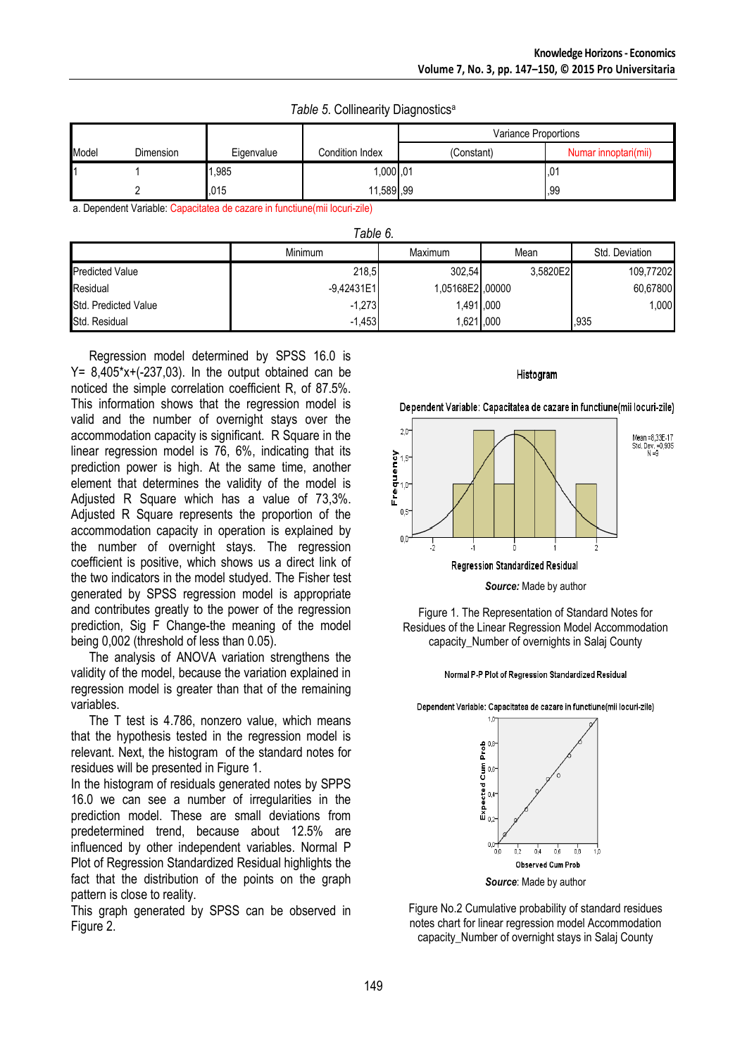*Table 5.* Collinearity Diagnostics[a]

| Model | Dimension | Eigenvalue | Condition Index | Variance Proportions | |
|---|---|---|---|---|---|
| | | | | (Constant) | Numar innoptari(mii) |
| 1 | 1 | 1,985 | 1,000 | ,01 | ,01 |
| | 2 | ,015 | 11,589 | ,99 | ,99 |

a. Dependent Variable: Capacitatea de cazare in functiune(mii locuri-zile)

*Table 6.*

| | Minimum | Maximum | Mean | Std. Deviation |
|---|---|---|---|---|
| Predicted Value | 218,5 | 302,54 | 3,5820E2 | 109,77202 |
| Residual | -9,42431E1 | 1,05168E2 | ,00000 | 60,67800 |
| Std. Predicted Value | -1,273 | 1,491 | ,000 | 1,000 |
| Std. Residual | -1,453 | 1,621 | ,000 | ,935 |

Regression model determined by SPSS 16.0 is Y= 8,405*x+(-237,03). In the output obtained can be noticed the simple correlation coefficient R, of 87.5%. This information shows that the regression model is valid and the number of overnight stays over the accommodation capacity is significant. R Square in the linear regression model is 76, 6%, indicating that its prediction power is high. At the same time, another element that determines the validity of the model is Adjusted R Square which has a value of 73,3%. Adjusted R Square represents the proportion of the accommodation capacity in operation is explained by the number of overnight stays. The regression coefficient is positive, which shows us a direct link of the two indicators in the model studied. The Fisher test generated by SPSS regression model is appropriate and contributes greatly to the power of the regression prediction, Sig F Change-the meaning of the model being 0,002 (threshold of less than 0.05).

The analysis of ANOVA variation strengthens the validity of the model, because the variation explained in regression model is greater than that of the remaining variables.

The T test is 4.786, nonzero value, which means that the hypothesis tested in the regression model is relevant. Next, the histogram of the standard notes for residues will be presented in Figure 1.

In the histogram of residuals generated notes by SPPS 16.0 we can see a number of irregularities in the prediction model. These are small deviations from predetermined trend, because about 12.5% are influenced by other independent variables. Normal P Plot of Regression Standardized Residual highlights the fact that the distribution of the points on the graph pattern is close to reality.

This graph generated by SPSS can be observed in Figure 2.

**Source:** Made by author

Figure 1. The Representation of Standard Notes for Residues of the Linear Regression Model Accommodation capacity_Number of overnights in Salaj County

**Source**: Made by author

Figure No.2 Cumulative probability of standard residues notes chart for linear regression model Accommodation capacity_Number of overnight stays in Salaj County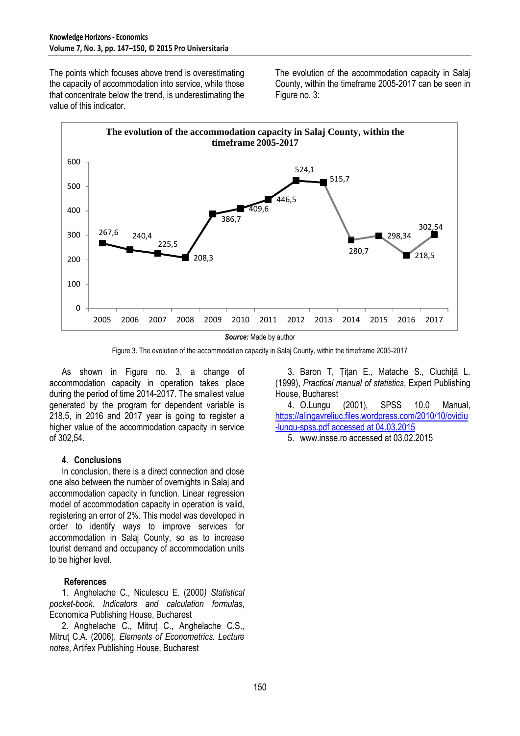The points which focuses above trend is overestimating the capacity of accommodation into service, while those that concentrate below the trend, is underestimating the value of this indicator.

The evolution of the accommodation capacity in Salaj County, within the timeframe 2005-2017 can be seen in Figure no. 3:

**The evolution of the accommodation capacity in Salaj County, within the timeframe 2005-2017**

600
500
400
300
200
100
0

267,6
240,4
225,5
208,3
386,7
409,6
446,5
524,1
515,7
280,7
298,34
218,5
302,54

2005 2006 2007 2008 2009 2010 2011 2012 2013 2014 2015 2016 2017

***Source:*** Made by author

Figure 3. The evolution of the accommodation capacity in Salaj County, within the timeframe 2005-2017

As shown in Figure no. 3, a change of accommodation capacity in operation takes place during the period of time 2014-2017. The smallest value generated by the program for dependent variable is 218,5, in 2016 and 2017 year is going to register a higher value of the accommodation capacity in service of 302,54.

### 4. Conclusions

In conclusion, there is a direct connection and close one also between the number of overnights in Salaj and accommodation capacity in function. Linear regression model of accommodation capacity in operation is valid, registering an error of 2%. This model was developed in order to identify ways to improve services for accommodation in Salaj County, so as to increase tourist demand and occupancy of accommodation units to be higher level.

### References

1. Anghelache C., Niculescu E. (2000*) Statistical pocket-book. Indicators and calculation formulas*, Economica Publishing House, Bucharest
2. Anghelache C., Mitruț C., Anghelache C.S., Mitruț C.A. (2006), *Elements of Econometrics. Lecture notes*, Artifex Publishing House, Bucharest
3. Baron T, Țițan E., Matache S., Ciuchiță L. (1999), *Practical manual of statistics*, Expert Publishing House, Bucharest
4. O.Lungu (2001), SPSS 10.0 Manual, https://alingavreliuc.files.wordpress.com/2010/10/ovidiu-lungu-spss.pdf accessed at 04.03.2015
5. www.insse.ro accessed at 03.02.2015